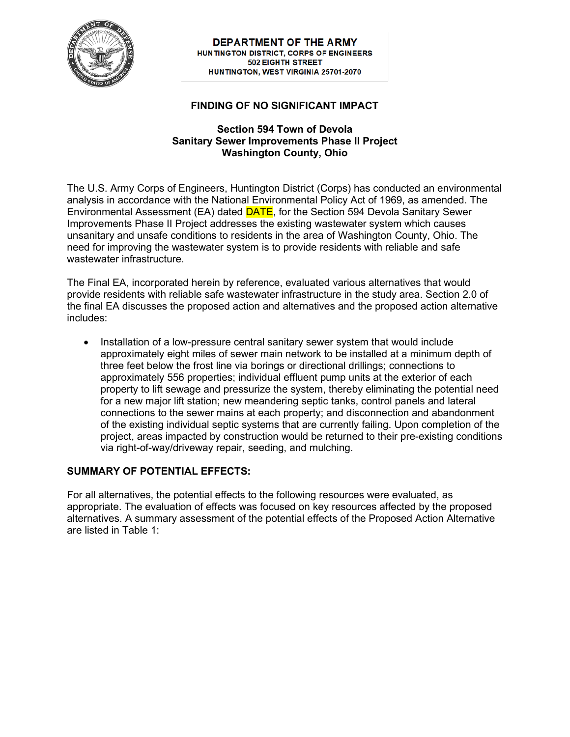**DEPARTMENT OF THE ARMY**
HUNTINGTON DISTRICT, CORPS OF ENGINEERS
502 EIGHTH STREET
HUNTINGTON, WEST VIRGINIA 25701-2070

# FINDING OF NO SIGNIFICANT IMPACT

## Section 594 Town of Devola Sanitary Sewer Improvements Phase II Project Washington County, Ohio

The U.S. Army Corps of Engineers, Huntington District (Corps) has conducted an environmental analysis in accordance with the National Environmental Policy Act of 1969, as amended. The Environmental Assessment (EA) dated DATE, for the Section 594 Devola Sanitary Sewer Improvements Phase II Project addresses the existing wastewater system which causes unsanitary and unsafe conditions to residents in the area of Washington County, Ohio. The need for improving the wastewater system is to provide residents with reliable and safe wastewater infrastructure.

The Final EA, incorporated herein by reference, evaluated various alternatives that would provide residents with reliable safe wastewater infrastructure in the study area. Section 2.0 of the final EA discusses the proposed action and alternatives and the proposed action alternative includes:

- Installation of a low-pressure central sanitary sewer system that would include approximately eight miles of sewer main network to be installed at a minimum depth of three feet below the frost line via borings or directional drillings; connections to approximately 556 properties; individual effluent pump units at the exterior of each property to lift sewage and pressurize the system, thereby eliminating the potential need for a new major lift station; new meandering septic tanks, control panels and lateral connections to the sewer mains at each property; and disconnection and abandonment of the existing individual septic systems that are currently failing. Upon completion of the project, areas impacted by construction would be returned to their pre-existing conditions via right-of-way/driveway repair, seeding, and mulching.

**SUMMARY OF POTENTIAL EFFECTS:**

For all alternatives, the potential effects to the following resources were evaluated, as appropriate. The evaluation of effects was focused on key resources affected by the proposed alternatives. A summary assessment of the potential effects of the Proposed Action Alternative are listed in Table 1: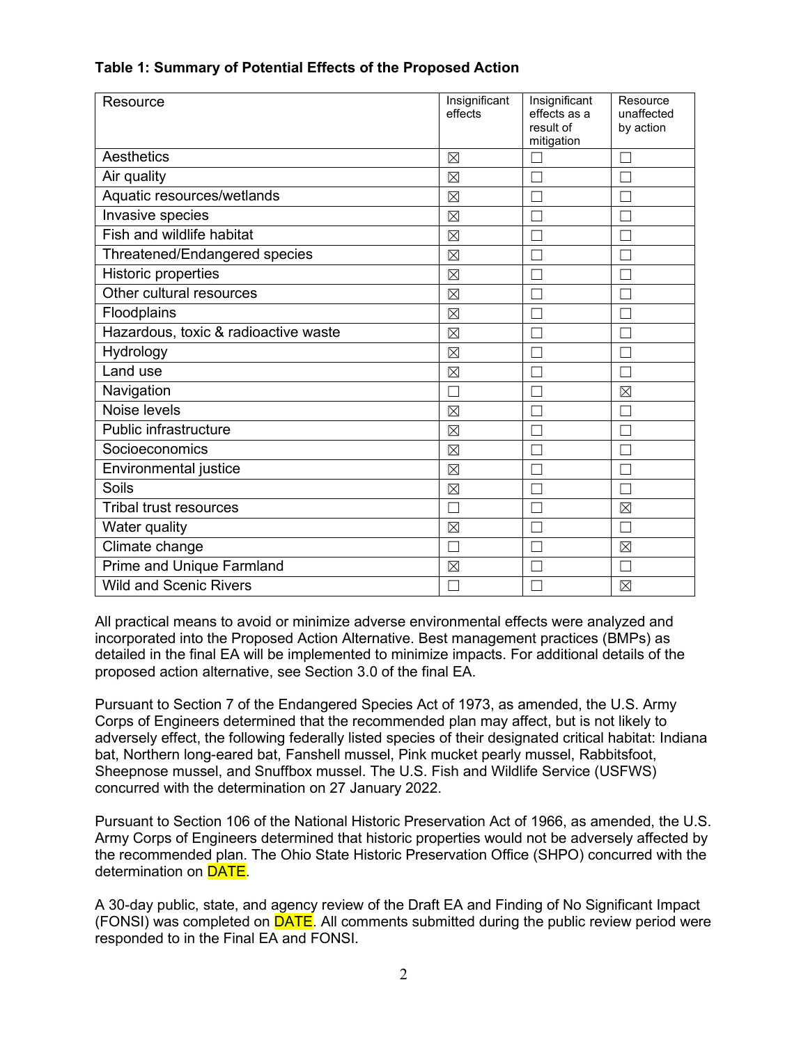**Table 1: Summary of Potential Effects of the Proposed Action**

| Resource | Insignificant effects | Insignificant effects as a result of mitigation | Resource unaffected by action |
|---|---|---|---|
| Aesthetics | ☒ | ☐ | ☐ |
| Air quality | ☒ | ☐ | ☐ |
| Aquatic resources/wetlands | ☒ | ☐ | ☐ |
| Invasive species | ☒ | ☐ | ☐ |
| Fish and wildlife habitat | ☒ | ☐ | ☐ |
| Threatened/Endangered species | ☒ | ☐ | ☐ |
| Historic properties | ☒ | ☐ | ☐ |
| Other cultural resources | ☒ | ☐ | ☐ |
| Floodplains | ☒ | ☐ | ☐ |
| Hazardous, toxic & radioactive waste | ☒ | ☐ | ☐ |
| Hydrology | ☒ | ☐ | ☐ |
| Land use | ☒ | ☐ | ☐ |
| Navigation | ☐ | ☐ | ☒ |
| Noise levels | ☒ | ☐ | ☐ |
| Public infrastructure | ☒ | ☐ | ☐ |
| Socioeconomics | ☒ | ☐ | ☐ |
| Environmental justice | ☒ | ☐ | ☐ |
| Soils | ☒ | ☐ | ☐ |
| Tribal trust resources | ☐ | ☐ | ☒ |
| Water quality | ☒ | ☐ | ☐ |
| Climate change | ☐ | ☐ | ☒ |
| Prime and Unique Farmland | ☒ | ☐ | ☐ |
| Wild and Scenic Rivers | ☐ | ☐ | ☒ |

All practical means to avoid or minimize adverse environmental effects were analyzed and incorporated into the Proposed Action Alternative. Best management practices (BMPs) as detailed in the final EA will be implemented to minimize impacts. For additional details of the proposed action alternative, see Section 3.0 of the final EA.

Pursuant to Section 7 of the Endangered Species Act of 1973, as amended, the U.S. Army Corps of Engineers determined that the recommended plan may affect, but is not likely to adversely effect, the following federally listed species of their designated critical habitat: Indiana bat, Northern long-eared bat, Fanshell mussel, Pink mucket pearly mussel, Rabbitsfoot, Sheepnose mussel, and Snuffbox mussel. The U.S. Fish and Wildlife Service (USFWS) concurred with the determination on 27 January 2022.

Pursuant to Section 106 of the National Historic Preservation Act of 1966, as amended, the U.S. Army Corps of Engineers determined that historic properties would not be adversely affected by the recommended plan. The Ohio State Historic Preservation Office (SHPO) concurred with the determination on DATE.

A 30-day public, state, and agency review of the Draft EA and Finding of No Significant Impact (FONSI) was completed on DATE. All comments submitted during the public review period were responded to in the Final EA and FONSI.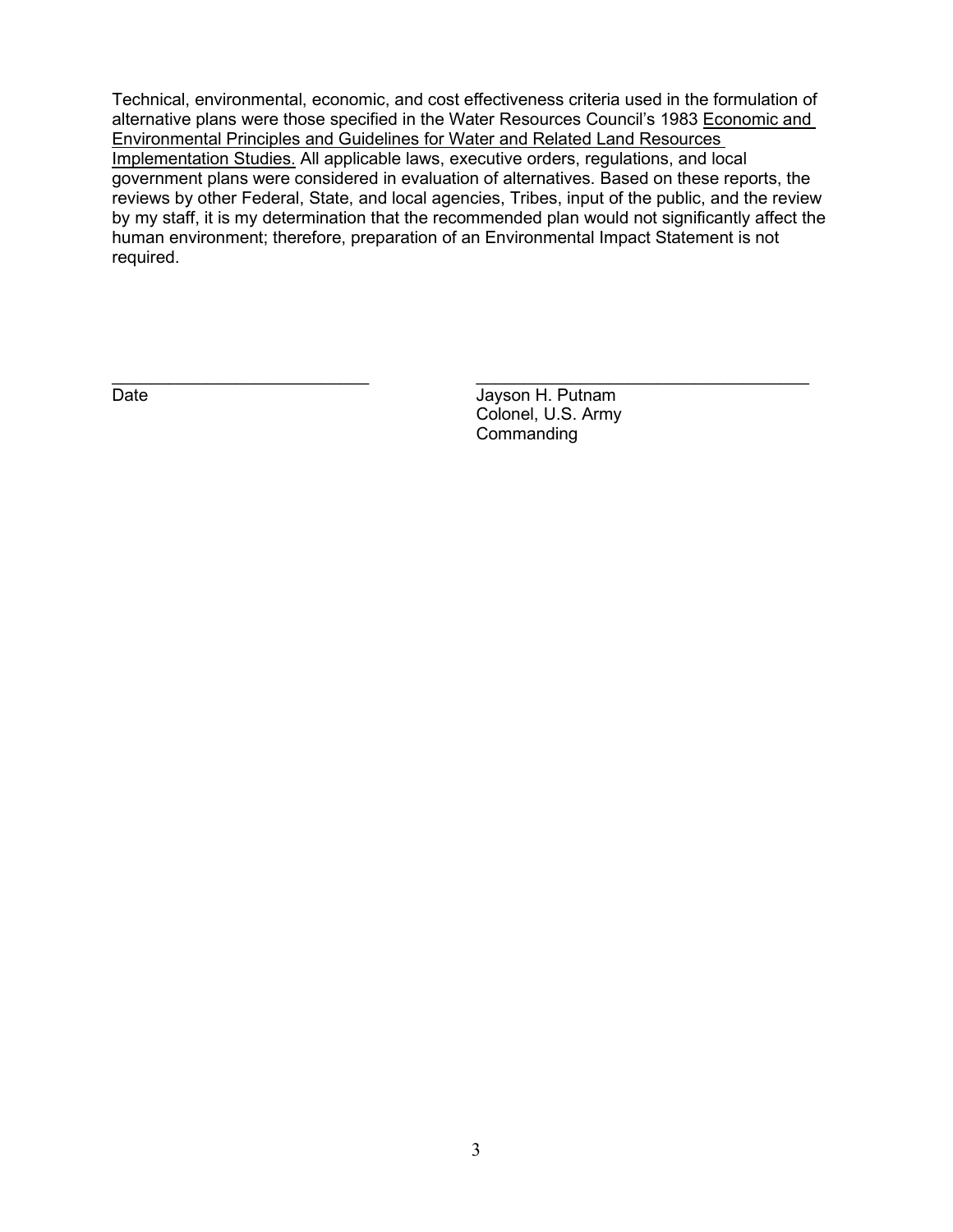Technical, environmental, economic, and cost effectiveness criteria used in the formulation of alternative plans were those specified in the Water Resources Council's 1983 <u>Economic and Environmental Principles and Guidelines for Water and Related Land Resources Implementation Studies.</u> All applicable laws, executive orders, regulations, and local government plans were considered in evaluation of alternatives. Based on these reports, the reviews by other Federal, State, and local agencies, Tribes, input of the public, and the review by my staff, it is my determination that the recommended plan would not significantly affect the human environment; therefore, preparation of an Environmental Impact Statement is not required.

\_\_\_\_\_\_\_\_\_\_\_\_\_\_\_\_\_\_\_\_\_\_\_\_\_\_\_
Date

\_\_\_\_\_\_\_\_\_\_\_\_\_\_\_\_\_\_\_\_\_\_\_\_\_\_\_\_\_\_\_\_\_\_\_
Jayson H. Putnam
Colonel, U.S. Army
Commanding